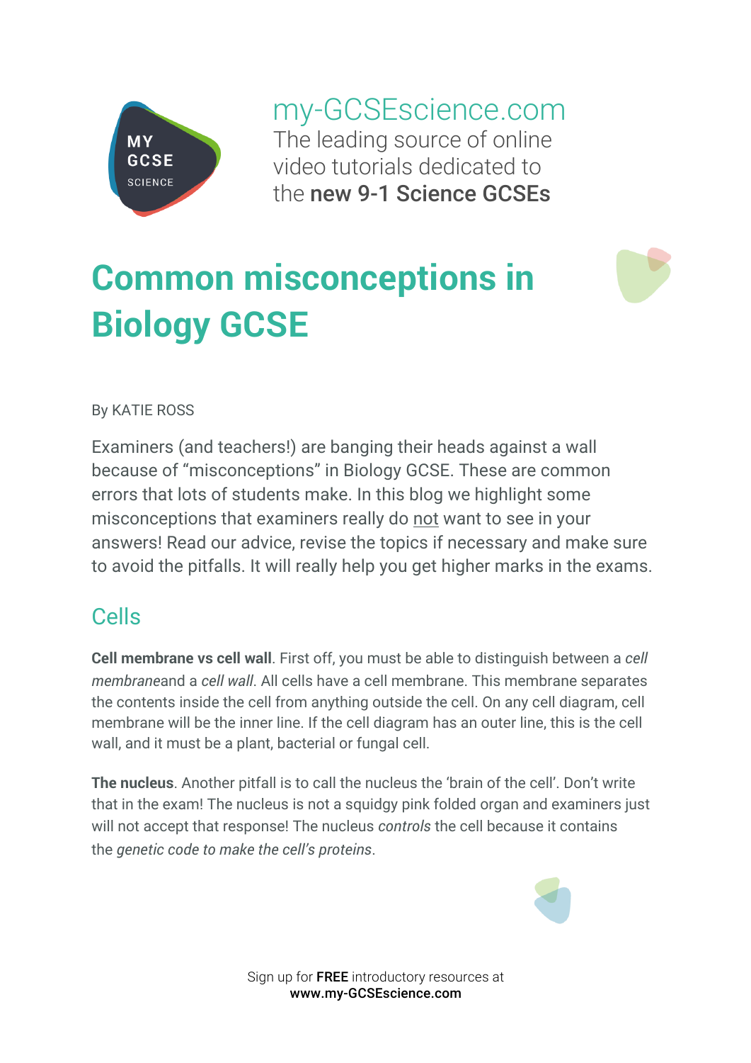my-GCSEscience.com

The leading source of online video tutorials dedicated to the **new 9-1 Science GCSEs**

# Common misconceptions in Biology GCSE

By KATIE ROSS

Examiners (and teachers!) are banging their heads against a wall because of "misconceptions" in Biology GCSE. These are common errors that lots of students make. In this blog we highlight some misconceptions that examiners really do not want to see in your answers! Read our advice, revise the topics if necessary and make sure to avoid the pitfalls. It will really help you get higher marks in the exams.

## Cells

**Cell membrane vs cell wall**. First off, you must be able to distinguish between a *cell membrane*and a *cell wall*. All cells have a cell membrane. This membrane separates the contents inside the cell from anything outside the cell. On any cell diagram, cell membrane will be the inner line. If the cell diagram has an outer line, this is the cell wall, and it must be a plant, bacterial or fungal cell.

**The nucleus**. Another pitfall is to call the nucleus the 'brain of the cell'. Don't write that in the exam! The nucleus is not a squidgy pink folded organ and examiners just will not accept that response! The nucleus *controls* the cell because it contains the *genetic code to make the cell's proteins*.

Sign up for **FREE** introductory resources at **www.my-GCSEscience.com**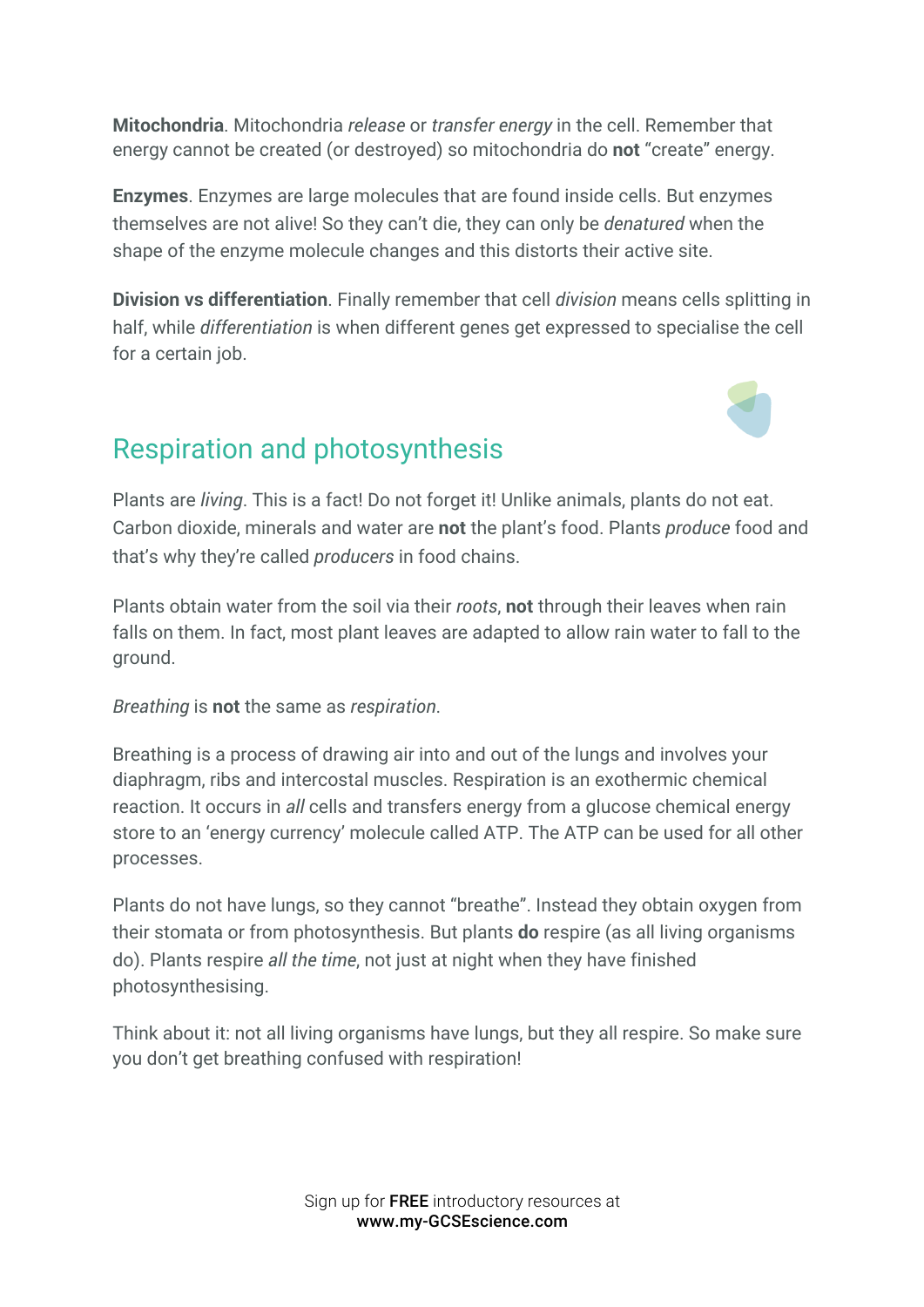**Mitochondria**. Mitochondria *release* or *transfer energy* in the cell. Remember that energy cannot be created (or destroyed) so mitochondria do **not** "create" energy.

**Enzymes**. Enzymes are large molecules that are found inside cells. But enzymes themselves are not alive! So they can't die, they can only be *denatured* when the shape of the enzyme molecule changes and this distorts their active site.

**Division vs differentiation**. Finally remember that cell *division* means cells splitting in half, while *differentiation* is when different genes get expressed to specialise the cell for a certain job.

## Respiration and photosynthesis

Plants are *living*. This is a fact! Do not forget it! Unlike animals, plants do not eat. Carbon dioxide, minerals and water are **not** the plant's food. Plants *produce* food and that's why they're called *producers* in food chains.

Plants obtain water from the soil via their *roots*, **not** through their leaves when rain falls on them. In fact, most plant leaves are adapted to allow rain water to fall to the ground.

*Breathing* is **not** the same as *respiration*.

Breathing is a process of drawing air into and out of the lungs and involves your diaphragm, ribs and intercostal muscles. Respiration is an exothermic chemical reaction. It occurs in *all* cells and transfers energy from a glucose chemical energy store to an 'energy currency' molecule called ATP. The ATP can be used for all other processes.

Plants do not have lungs, so they cannot "breathe". Instead they obtain oxygen from their stomata or from photosynthesis. But plants **do** respire (as all living organisms do). Plants respire *all the time*, not just at night when they have finished photosynthesising.

Think about it: not all living organisms have lungs, but they all respire. So make sure you don't get breathing confused with respiration!

Sign up for **FREE** introductory resources at **www.my-GCSEscience.com**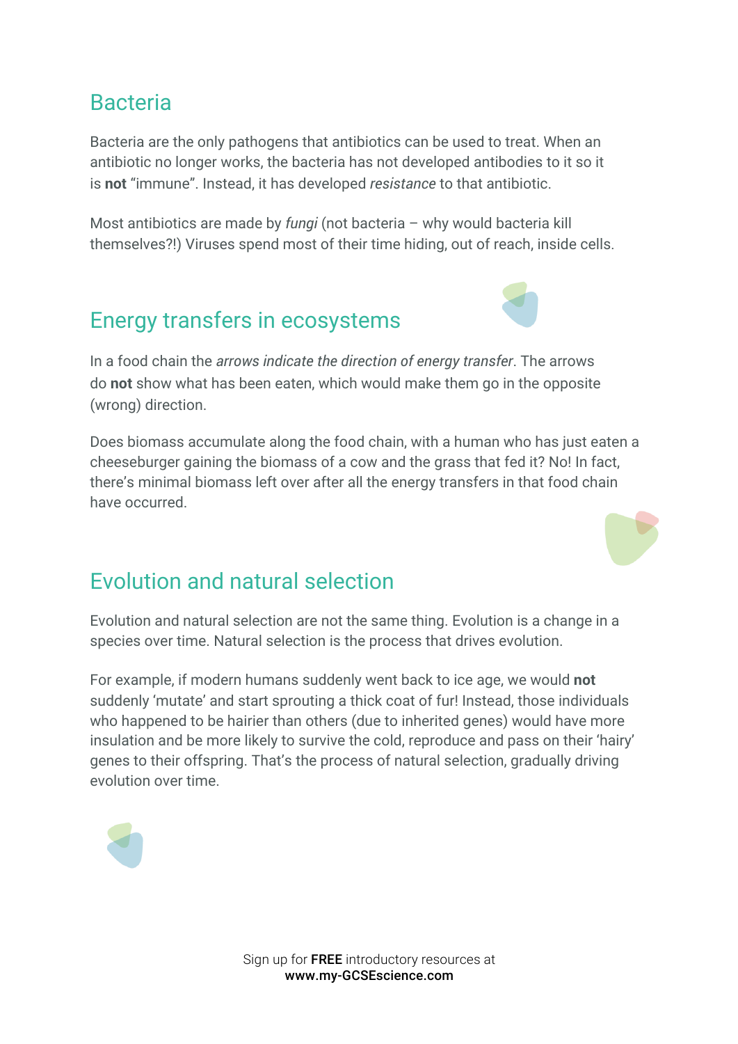## Bacteria

Bacteria are the only pathogens that antibiotics can be used to treat. When an antibiotic no longer works, the bacteria has not developed antibodies to it so it is **not** "immune". Instead, it has developed *resistance* to that antibiotic.

Most antibiotics are made by *fungi* (not bacteria – why would bacteria kill themselves?!) Viruses spend most of their time hiding, out of reach, inside cells.

## Energy transfers in ecosystems

In a food chain the *arrows indicate the direction of energy transfer*. The arrows do **not** show what has been eaten, which would make them go in the opposite (wrong) direction.

Does biomass accumulate along the food chain, with a human who has just eaten a cheeseburger gaining the biomass of a cow and the grass that fed it? No! In fact, there's minimal biomass left over after all the energy transfers in that food chain have occurred.

## Evolution and natural selection

Evolution and natural selection are not the same thing. Evolution is a change in a species over time. Natural selection is the process that drives evolution.

For example, if modern humans suddenly went back to ice age, we would **not** suddenly 'mutate' and start sprouting a thick coat of fur! Instead, those individuals who happened to be hairier than others (due to inherited genes) would have more insulation and be more likely to survive the cold, reproduce and pass on their 'hairy' genes to their offspring. That's the process of natural selection, gradually driving evolution over time.

Sign up for **FREE** introductory resources at
**www.my-GCSEscience.com**